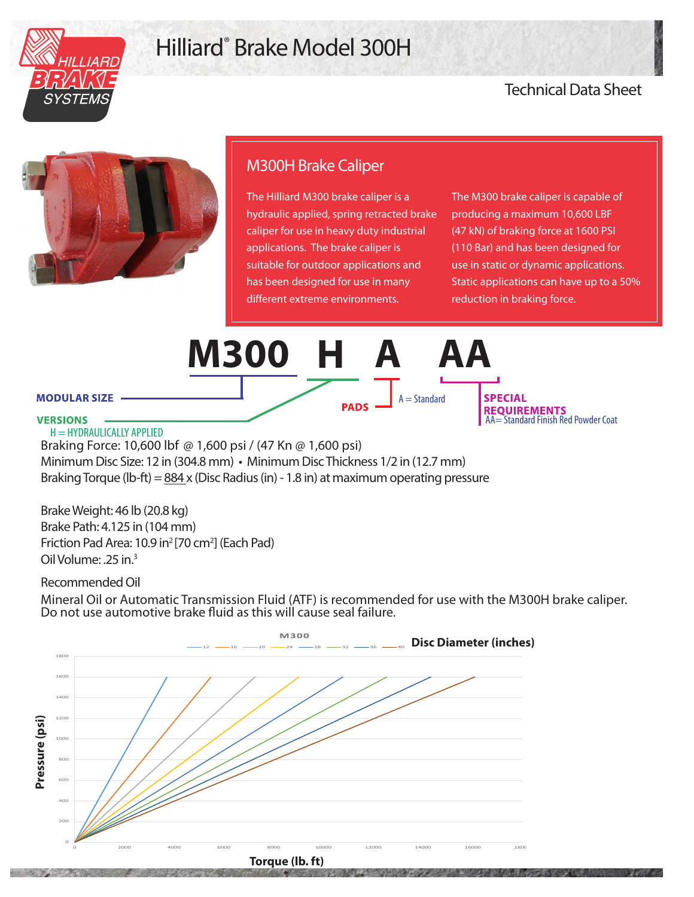# Hilliard® Brake Model 300H

Technical Data Sheet

## M300H Brake Caliper

The Hilliard M300 brake caliper is a hydraulic applied, spring retracted brake caliper for use in heavy duty industrial applications. The brake caliper is suitable for outdoor applications and has been designed for use in many different extreme environments.

The M300 brake caliper is capable of producing a maximum 10,600 LBF (47 kN) of braking force at 1600 PSI (110 Bar) and has been designed for use in static or dynamic applications. Static applications can have up to a 50% reduction in braking force.

**M300 H A AA**

- **MODULAR SIZE** — M300
- **VERSIONS** — H = HYDRAULICALLY APPLIED
- **PADS** — A = Standard
- **SPECIAL REQUIREMENTS** — AA= Standard Finish Red Powder Coat

Braking Force: 10,600 lbf @ 1,600 psi / (47 Kn @ 1,600 psi)
Minimum Disc Size: 12 in (304.8 mm) • Minimum Disc Thickness 1/2 in (12.7 mm)
Braking Torque (lb-ft) = 884 x (Disc Radius (in) - 1.8 in) at maximum operating pressure

Brake Weight: 46 lb (20.8 kg)
Brake Path: 4.125 in (104 mm)
Friction Pad Area: 10.9 $in^2$ [70 $cm^2$] (Each Pad)
Oil Volume: .25 $in.^3$

Recommended Oil

Mineral Oil or Automatic Transmission Fluid (ATF) is recommended for use with the M300H brake caliper. Do not use automotive brake fluid as this will cause seal failure.

**M300** — Disc Diameter (inches): 12, 16, 20, 24, 28, 32, 36, 40

Pressure (psi) vs. Torque (lb. ft)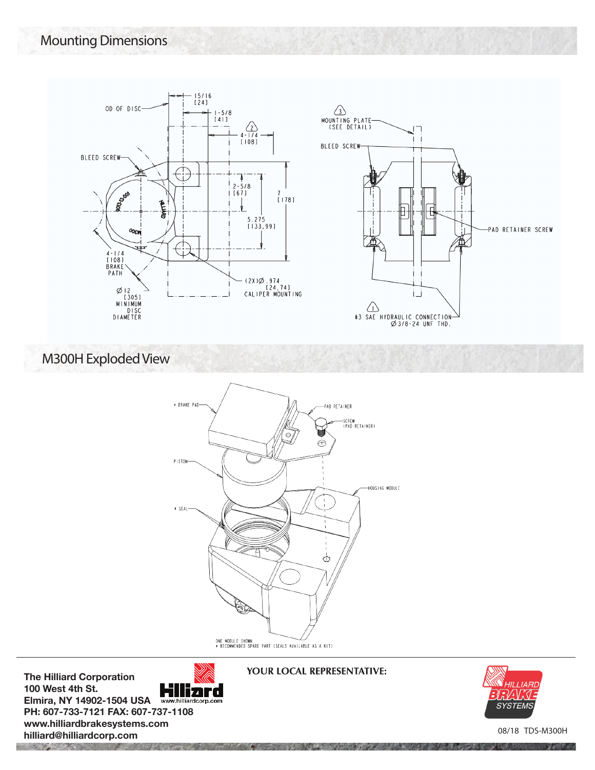## Mounting Dimensions

15/16
[24]

OD OF DISC

1-5/8
[41]

2
4-1/4
[108]

3
MOUNTING PLATE
(SEE DETAIL)

BLEED SCREW

BLEED SCREW

2-5/8
[67]

7
[178]

5.275
[133,99]

PAD RETAINER SCREW

4-1/4
[108]
BRAKE
PATH

Ø12
[305]
MINIMUM
DISC
DIAMETER

(2X)Ø.974
[24,74]
CALIPER MOUNTING

1
#3 SAE HYDRAULIC CONNECTION
Ø3/8-24 UNF THD.

## M300H Exploded View

* BRAKE PAD

PAD RETAINER

SCREW
(PAD RETAINER)

PISTON

HOUSING MODULE

* SEAL

ONE MODULE SHOWN
* RECOMMENDED SPARE PART (SEALS AVAILABLE AS A KIT)

**The Hilliard Corporation**
**100 West 4th St.**
**Elmira, NY 14902-1504 USA**
**PH: 607-733-7121 FAX: 607-737-1108**
**www.hilliardbrakesystems.com**
**hilliard@hilliardcorp.com**

www.hilliardcorp.com

**YOUR LOCAL REPRESENTATIVE:**

08/18 TDS-M300H